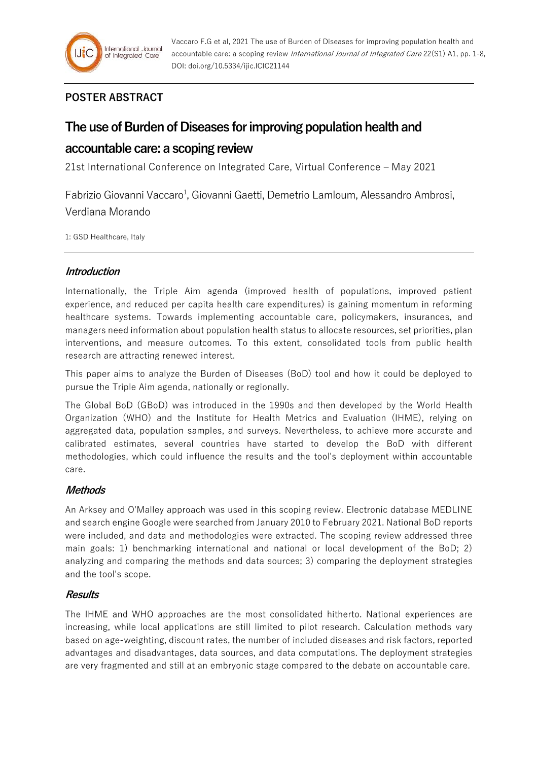## POSTER ABSTRACT

# The use of Burden of Diseases for improving population health and accountable care: a scoping review

21st International Conference on Integrated Care, Virtual Conference – May 2021

Fabrizio Giovanni Vaccaro[1], Giovanni Gaetti, Demetrio Lamloum, Alessandro Ambrosi, Verdiana Morando

1: GSD Healthcare, Italy

### *Introduction*

Internationally, the Triple Aim agenda (improved health of populations, improved patient experience, and reduced per capita health care expenditures) is gaining momentum in reforming healthcare systems. Towards implementing accountable care, policymakers, insurances, and managers need information about population health status to allocate resources, set priorities, plan interventions, and measure outcomes. To this extent, consolidated tools from public health research are attracting renewed interest.

This paper aims to analyze the Burden of Diseases (BoD) tool and how it could be deployed to pursue the Triple Aim agenda, nationally or regionally.

The Global BoD (GBoD) was introduced in the 1990s and then developed by the World Health Organization (WHO) and the Institute for Health Metrics and Evaluation (IHME), relying on aggregated data, population samples, and surveys. Nevertheless, to achieve more accurate and calibrated estimates, several countries have started to develop the BoD with different methodologies, which could influence the results and the tool's deployment within accountable care.

### *Methods*

An Arksey and O'Malley approach was used in this scoping review. Electronic database MEDLINE and search engine Google were searched from January 2010 to February 2021. National BoD reports were included, and data and methodologies were extracted. The scoping review addressed three main goals: 1) benchmarking international and national or local development of the BoD; 2) analyzing and comparing the methods and data sources; 3) comparing the deployment strategies and the tool's scope.

### *Results*

The IHME and WHO approaches are the most consolidated hitherto. National experiences are increasing, while local applications are still limited to pilot research. Calculation methods vary based on age-weighting, discount rates, the number of included diseases and risk factors, reported advantages and disadvantages, data sources, and data computations. The deployment strategies are very fragmented and still at an embryonic stage compared to the debate on accountable care.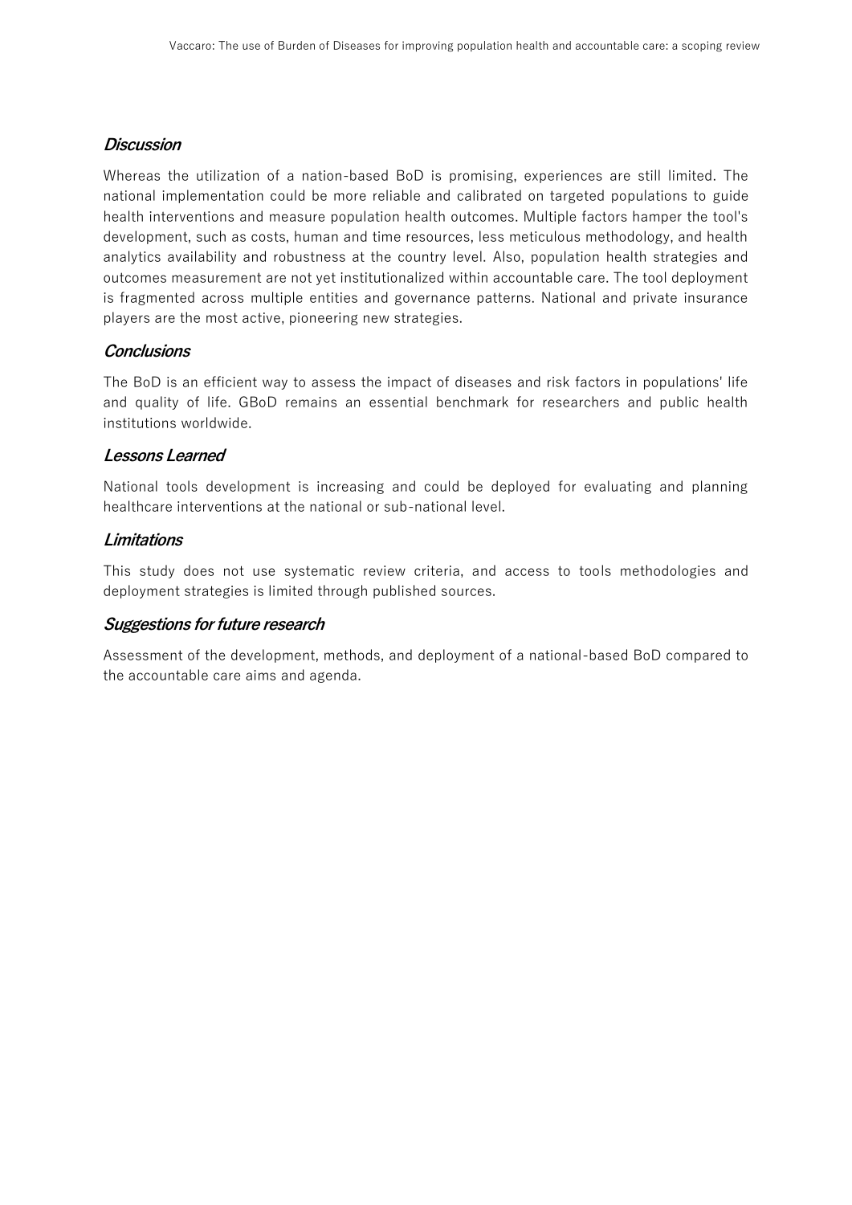### *Discussion*

Whereas the utilization of a nation-based BoD is promising, experiences are still limited. The national implementation could be more reliable and calibrated on targeted populations to guide health interventions and measure population health outcomes. Multiple factors hamper the tool's development, such as costs, human and time resources, less meticulous methodology, and health analytics availability and robustness at the country level. Also, population health strategies and outcomes measurement are not yet institutionalized within accountable care. The tool deployment is fragmented across multiple entities and governance patterns. National and private insurance players are the most active, pioneering new strategies.

### *Conclusions*

The BoD is an efficient way to assess the impact of diseases and risk factors in populations' life and quality of life. GBoD remains an essential benchmark for researchers and public health institutions worldwide.

### *Lessons Learned*

National tools development is increasing and could be deployed for evaluating and planning healthcare interventions at the national or sub-national level.

### *Limitations*

This study does not use systematic review criteria, and access to tools methodologies and deployment strategies is limited through published sources.

### *Suggestions for future research*

Assessment of the development, methods, and deployment of a national-based BoD compared to the accountable care aims and agenda.